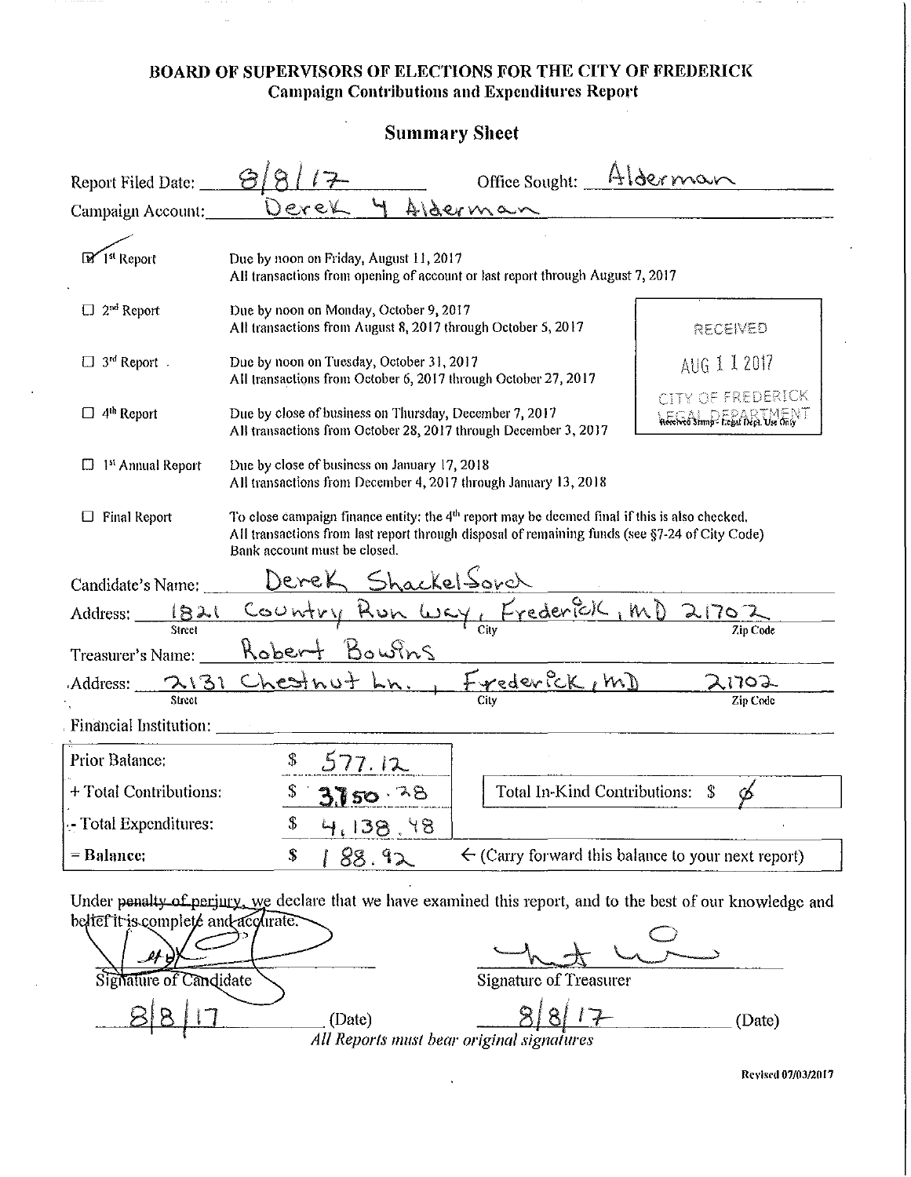# BOARD OF SUPERVISORS OF ELECTIONS FOR THE CITY OF FREDERICK

## Campaign Contributions and Expenditures Report

### Summary Sheet

Report Filed Date: 8/8/17 Office Sought: Alderman

Campaign Account: Derek 4 Alderman

| | | |
|---|---|---|
| ☑ 1st Report | Due by noon on Friday, August 11, 2017<br>All transactions from opening of account or last report through August 7, 2017 | |
| ☐ 2nd Report | Due by noon on Monday, October 9, 2017<br>All transactions from August 8, 2017 through October 5, 2017 | RECEIVED<br>AUG 11 2017<br>CITY OF FREDERICK<br>LEGAL DEPARTMENT<br>Received Stamp - Legal Dept. Use Only |
| ☐ 3rd Report | Due by noon on Tuesday, October 31, 2017<br>All transactions from October 6, 2017 through October 27, 2017 | |
| ☐ 4th Report | Due by close of business on Thursday, December 7, 2017<br>All transactions from October 28, 2017 through December 3, 2017 | |
| ☐ 1st Annual Report | Due by close of business on January 17, 2018<br>All transactions from December 4, 2017 through January 13, 2018 | |
| ☐ Final Report | To close campaign finance entity: the 4th report may be deemed final if this is also checked.<br>All transactions from last report through disposal of remaining funds (see §7-24 of City Code)<br>Bank account must be closed. | |

Candidate's Name: Derek Shackelford

Address: 1821 Country Run Way, Frederick, MD 21702
(Street, City, Zip Code)

Treasurer's Name: Robert Bowins

Address: 2131 Chestnut Ln., Frederick, MD 21702
(Street, City, Zip Code)

Financial Institution:

| | | |
|---|---|---|
| Prior Balance: | $ 577.12 | |
| + Total Contributions: | $ 3,750.28 | Total In-Kind Contributions: $ ∅ |
| - Total Expenditures: | $ 4,138.48 | |
| = Balance: | $ 188.92 | ← (Carry forward this balance to your next report) |

Under ~~penalty of perjury~~, we declare that we have examined this report, and to the best of our knowledge and ~~belief it is complete and accurate.~~

Signature of Candidate: [signature] 8/8/17 (Date)

Signature of Treasurer: [signature] 8/8/17 (Date)

*All Reports must bear original signatures*

Revised 07/03/2017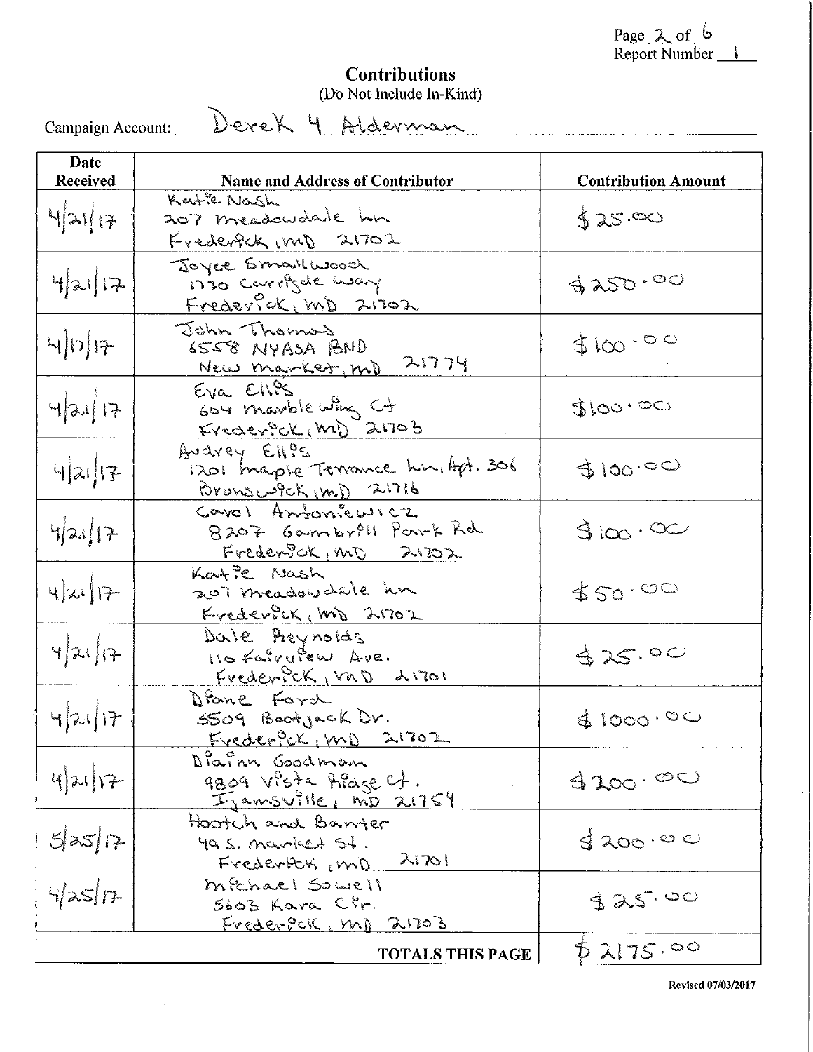# Contributions

(Do Not Include In-Kind)

Campaign Account: Derek 4 Alderman

| Date Received | Name and Address of Contributor | Contribution Amount |
| --- | --- | --- |
| 4/21/17 | Katie Nash<br>207 Meadowdale Ln<br>Frederick, MD 21702 | $25.00 |
| 4/21/17 | Joyce Smallwood<br>1720 Carrigde Way<br>Frederick, MD 21702 | $250.00 |
| 4/17/17 | John Thomas<br>6558 NYASA BND<br>New Market, MD 21774 | $100.00 |
| 4/21/17 | Eva Ellis<br>604 Marble Wing Ct<br>Frederick, MD 21703 | $100.00 |
| 4/21/17 | Audrey Ellis<br>1201 Maple Terrance Ln, Apt. 306<br>Brunswick, MD 21716 | $100.00 |
| 4/21/17 | Carol Antoniewicz<br>8207 Gambrill Park Rd<br>Frederick, MD 21702 | $100.00 |
| 4/21/17 | Katie Nash<br>207 Meadowdale Ln<br>Frederick, MD 21702 | $50.00 |
| 4/21/17 | Dale Reynolds<br>110 Fairview Ave.<br>Frederick, MD 21701 | $25.00 |
| 4/21/17 | Diane Ford<br>5509 Bootjack Dr.<br>Frederick, MD 21702 | $1000.00 |
| 4/21/17 | Diainn Goodman<br>9809 Vista Ridge Ct.<br>Ijamsville, MD 21754 | $200.00 |
| 5/25/17 | Hootch and Banter<br>49 S. Market St.<br>Frederick, MD 21701 | $200.00 |
| 4/25/17 | Michael Sowell<br>5603 Kara Cir.<br>Frederick, MD 21703 | $25.00 |
| | **TOTALS THIS PAGE** | $2175.00 |

Revised 07/03/2017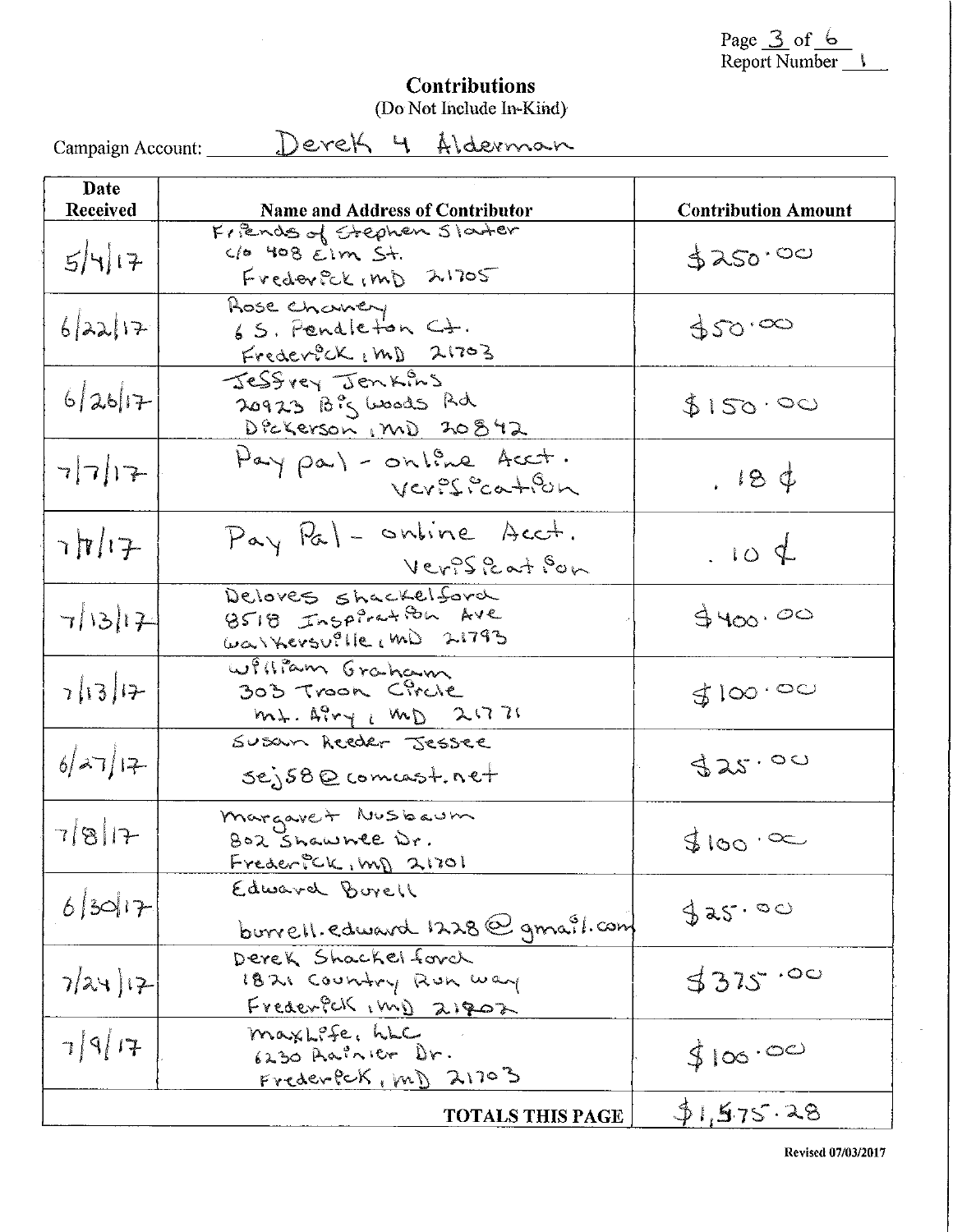Page 3 of 6
Report Number 1

## Contributions

(Do Not Include In-Kind)

Campaign Account: Derek 4 Alderman

| Date Received | Name and Address of Contributor | Contribution Amount |
|---|---|---|
| 5/4/17 | Friends of Stephen Slater c/o 408 Elm St. Frederick, MD 21705 | $250.00 |
| 6/22/17 | Rose Chaney 6 S. Pendleton Ct. Frederick, MD 21703 | $50.00 |
| 6/26/17 | Jeffrey Jenkins 20923 Big Woods Rd Dickerson, MD 20842 | $150.00 |
| 7/7/17 | Pay pal - online Acct. verification | .18 ¢ |
| 7/11/17 | Pay Pal - online Acct. verification | .10 ¢ |
| 7/13/17 | Delores Shackelford 8518 Inspiration Ave Walkersville, MD 21793 | $400.00 |
| 7/13/17 | William Graham 303 Troon Circle Mt. Airy, MD 21771 | $100.00 |
| 6/27/17 | Susan Reeder Jessee sej58@comcast.net | $25.00 |
| 7/8/17 | Margaret Nusbaum 802 Shawnee Dr. Frederick, MD 21701 | $100.00 |
| 6/30/17 | Edward Burell burrell.edward1228@gmail.com | $25.00 |
| 7/24/17 | Derek Shackelford 1821 Country Run Way Frederick, MD 21702 | $375.00 |
| 7/9/17 | MaxLife, LLC 6230 Rainier Dr. Frederick, MD 21703 | $100.00 |
| | **TOTALS THIS PAGE** | $1,575.28 |

Revised 07/03/2017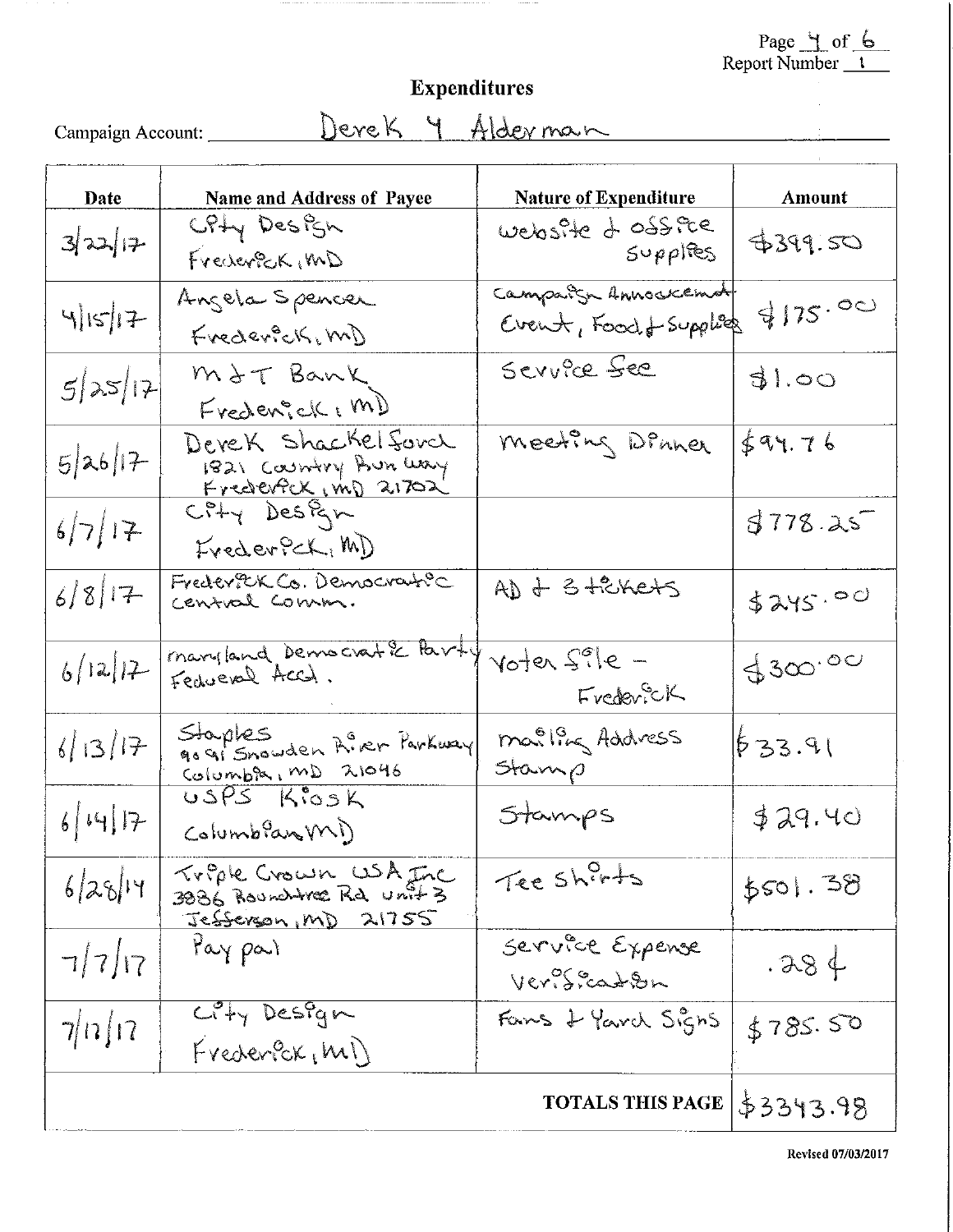Report Number 1

# Expenditures

Campaign Account: Derek Y Alderman

| Date | Name and Address of Payee | Nature of Expenditure | Amount |
|---|---|---|---|
| 3/22/17 | City Design Frederick, MD | website & office supplies | $399.50 |
| 4/15/17 | Angela Spencer Frederick, MD | Campaign Announcement Event, Food & Supplies | $175.00 |
| 5/25/17 | M&T Bank Frederick, MD | Service fee | $1.00 |
| 5/26/17 | Derek Shackelford 1821 Country Run Way Frederick, MD 21702 | meeting Dinner | $94.76 |
| 6/7/17 | City Design Frederick, MD | | $778.25 |
| 6/8/17 | Frederick Co. Democratic Central Comm. | AD & 3 tickets | $245.00 |
| 6/12/17 | Maryland Democratic Party Federal Acct. | Voter file - Frederick | $300.00 |
| 6/13/17 | Staples 9091 Snowden River Parkway Columbia, MD 21046 | mailing Address Stamp | $33.91 |
| 6/14/17 | USPS Kiosk Columbia, MD | Stamps | $29.40 |
| 6/28/14 | Triple Crown USA Inc 3836 Roundtree Rd unit 3 Jefferson, MD 21755 | Tee Shirts | $501.38 |
| 7/7/17 | Pay pal | Service Expense Verification | .28¢ |
| 7/12/17 | City Design Frederick, MD | Fans & Yard Signs | $785.50 |
| | | **TOTALS THIS PAGE** | $3343.98 |

Revised 07/03/2017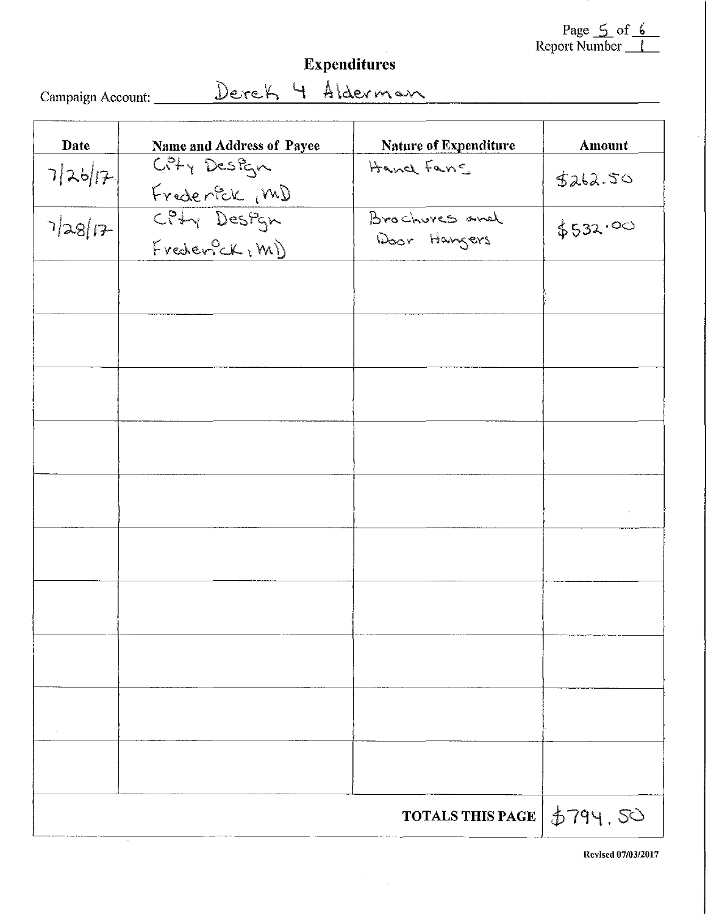Page 5 of 6
Report Number 1

# Expenditures

Campaign Account: Derek 4 Alderman

| Date | Name and Address of Payee | Nature of Expenditure | Amount |
| --- | --- | --- | --- |
| 7/26/17 | City Design Frederick, MD | Hand Fans | $262.50 |
| 7/28/17 | City Design Frederick, MD | Brochures and Door Hangers | $532.00 |
| | | | |
| | | | |
| | | | |
| | | | |
| | | | |
| | | | |
| | | | |
| | | | |
| | | | |
| | | | |
| | | TOTALS THIS PAGE | $794.50 |

Revised 07/03/2017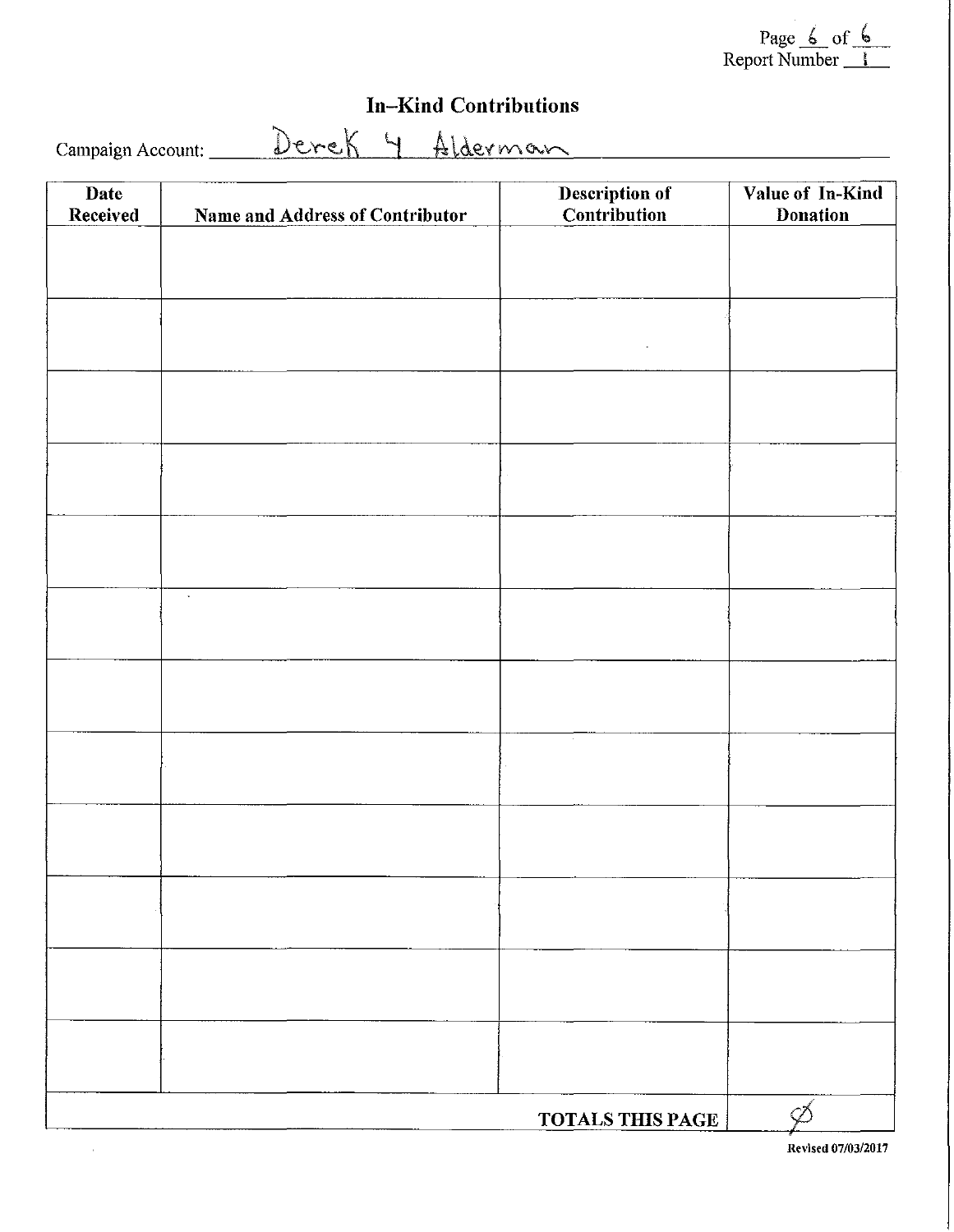Report Number 1

# In–Kind Contributions

Campaign Account: Derek 4 Alderman

| Date Received | Name and Address of Contributor | Description of Contribution | Value of In-Kind Donation |
|---|---|---|---|
| | | | |
| | | | |
| | | | |
| | | | |
| | | | |
| | | | |
| | | | |
| | | | |
| | | | |
| | | | |
| | | | |
| | | | |
| | | **TOTALS THIS PAGE** | Ø |

Revised 07/03/2017